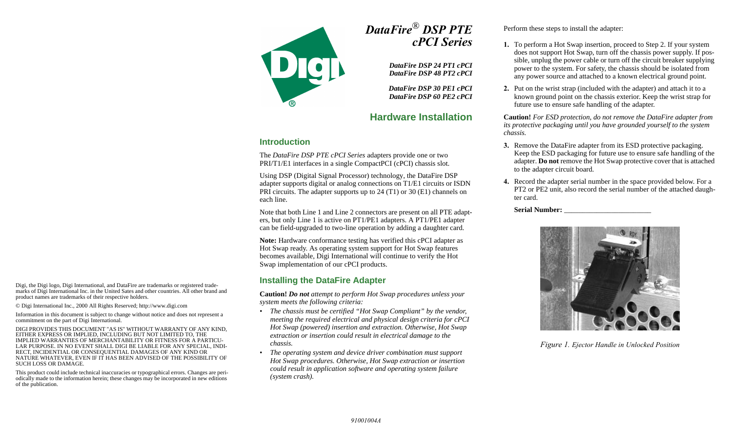# DataFire® DSP PTE cPCI Series

***DataFire DSP 24 PT1 cPCI***
***DataFire DSP 48 PT2 cPCI***

***DataFire DSP 30 PE1 cPCI***
***DataFire DSP 60 PE2 cPCI***

## Hardware Installation

### Introduction

The *DataFire DSP PTE cPCI Series* adapters provide one or two PRI/T1/E1 interfaces in a single CompactPCI (cPCI) chassis slot.

Using DSP (Digital Signal Processor) technology, the DataFire DSP adapter supports digital or analog connections on T1/E1 circuits or ISDN PRI circuits. The adapter supports up to 24 (T1) or 30 (E1) channels on each line.

Note that both Line 1 and Line 2 connectors are present on all PTE adapters, but only Line 1 is active on PT1/PE1 adapters. A PT1/PE1 adapter can be field-upgraded to two-line operation by adding a daughter card.

**Note:** Hardware conformance testing has verified this cPCI adapter as Hot Swap ready. As operating system support for Hot Swap features becomes available, Digi International will continue to verify the Hot Swap implementation of our cPCI products.

### Installing the DataFire Adapter

**Caution!** ***Do not*** *attempt to perform Hot Swap procedures unless your system meets the following criteria:*

- *The chassis must be certified "Hot Swap Compliant" by the vendor, meeting the required electrical and physical design criteria for cPCI Hot Swap (powered) insertion and extraction. Otherwise, Hot Swap extraction or insertion could result in electrical damage to the chassis.*
- *The operating system and device driver combination must support Hot Swap procedures. Otherwise, Hot Swap extraction or insertion could result in application software and operating system failure (system crash).*

Perform these steps to install the adapter:

1. To perform a Hot Swap insertion, proceed to Step 2. If your system does not support Hot Swap, turn off the chassis power supply. If possible, unplug the power cable or turn off the circuit breaker supplying power to the system. For safety, the chassis should be isolated from any power source and attached to a known electrical ground point.
2. Put on the wrist strap (included with the adapter) and attach it to a known ground point on the chassis exterior. Keep the wrist strap for future use to ensure safe handling of the adapter.

**Caution!** *For ESD protection, do not remove the DataFire adapter from its protective packaging until you have grounded yourself to the system chassis.*

3. Remove the DataFire adapter from its ESD protective packaging. Keep the ESD packaging for future use to ensure safe handling of the adapter. **Do not** remove the Hot Swap protective cover that is attached to the adapter circuit board.
4. Record the adapter serial number in the space provided below. For a PT2 or PE2 unit, also record the serial number of the attached daughter card.

**Serial Number:** _______________________

*Figure 1. Ejector Handle in Unlocked Position*

Digi, the Digi logo, Digi International, and DataFire are trademarks or registered trademarks of Digi International Inc. in the United Sates and other countries. All other brand and product names are trademarks of their respective holders.

© Digi International Inc., 2000 All Rights Reserved; http://www.digi.com

Information in this document is subject to change without notice and does not represent a commitment on the part of Digi International.

DIGI PROVIDES THIS DOCUMENT "AS IS" WITHOUT WARRANTY OF ANY KIND, EITHER EXPRESS OR IMPLIED, INCLUDING BUT NOT LIMITED TO, THE IMPLIED WARRANTIES OF MERCHANTABILITY OR FITNESS FOR A PARTICULAR PURPOSE. IN NO EVENT SHALL DIGI BE LIABLE FOR ANY SPECIAL, INDIRECT, INCIDENTIAL OR CONSEQUENTIAL DAMAGES OF ANY KIND OR NATURE WHATEVER, EVEN IF IT HAS BEEN ADVISED OF THE POSSIBILITY OF SUCH LOSS OR DAMAGE.

This product could include technical inaccuracies or typographical errors. Changes are periodically made to the information herein; these changes may be incorporated in new editions of the publication.

*91001004A*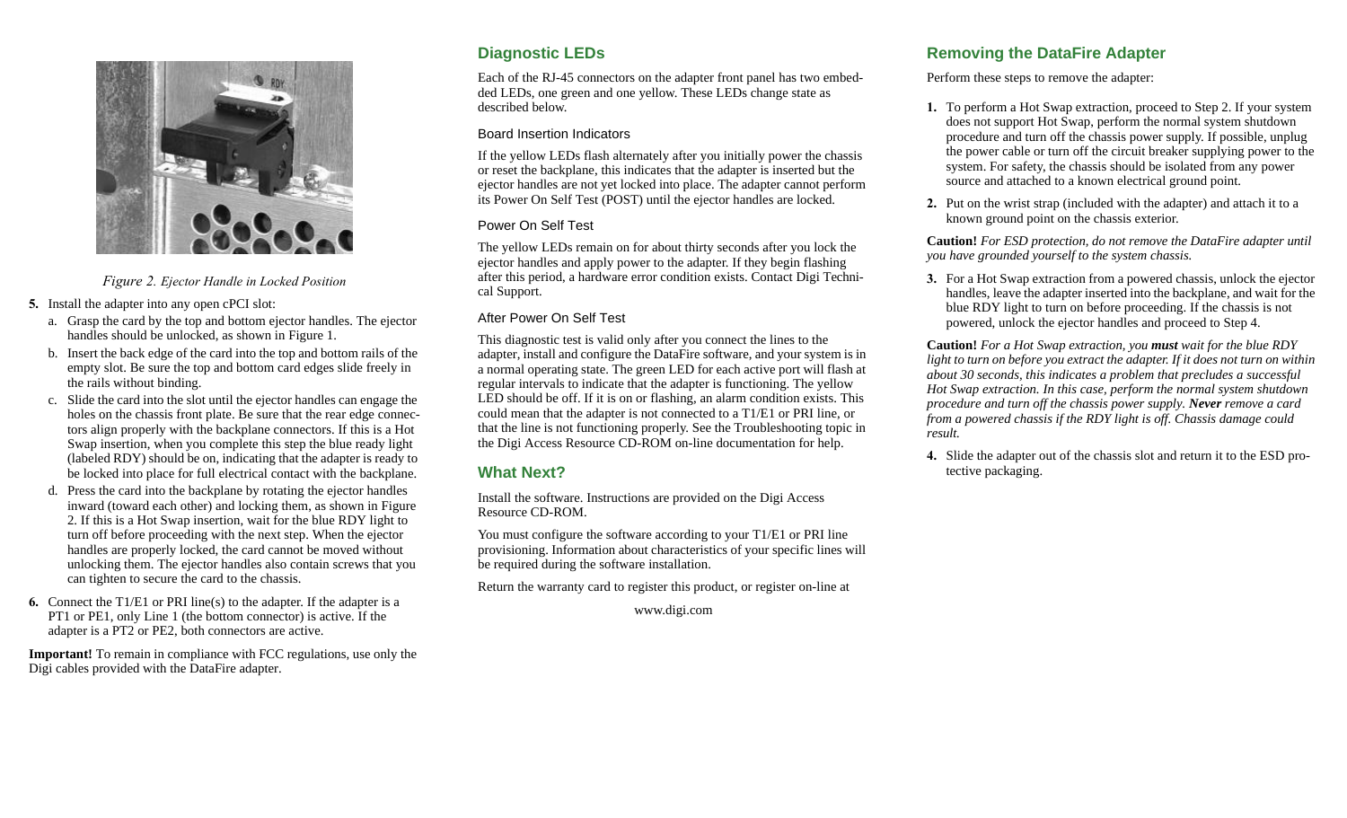*Figure 2. Ejector Handle in Locked Position*

5. Install the adapter into any open cPCI slot:
   a. Grasp the card by the top and bottom ejector handles. The ejector handles should be unlocked, as shown in Figure 1.
   b. Insert the back edge of the card into the top and bottom rails of the empty slot. Be sure the top and bottom card edges slide freely in the rails without binding.
   c. Slide the card into the slot until the ejector handles can engage the holes on the chassis front plate. Be sure that the rear edge connectors align properly with the backplane connectors. If this is a Hot Swap insertion, when you complete this step the blue ready light (labeled RDY) should be on, indicating that the adapter is ready to be locked into place for full electrical contact with the backplane.
   d. Press the card into the backplane by rotating the ejector handles inward (toward each other) and locking them, as shown in Figure 2. If this is a Hot Swap insertion, wait for the blue RDY light to turn off before proceeding with the next step. When the ejector handles are properly locked, the card cannot be moved without unlocking them. The ejector handles also contain screws that you can tighten to secure the card to the chassis.
6. Connect the T1/E1 or PRI line(s) to the adapter. If the adapter is a PT1 or PE1, only Line 1 (the bottom connector) is active. If the adapter is a PT2 or PE2, both connectors are active.

**Important!** To remain in compliance with FCC regulations, use only the Digi cables provided with the DataFire adapter.

## Diagnostic LEDs

Each of the RJ-45 connectors on the adapter front panel has two embedded LEDs, one green and one yellow. These LEDs change state as described below.

### Board Insertion Indicators

If the yellow LEDs flash alternately after you initially power the chassis or reset the backplane, this indicates that the adapter is inserted but the ejector handles are not yet locked into place. The adapter cannot perform its Power On Self Test (POST) until the ejector handles are locked.

### Power On Self Test

The yellow LEDs remain on for about thirty seconds after you lock the ejector handles and apply power to the adapter. If they begin flashing after this period, a hardware error condition exists. Contact Digi Technical Support.

### After Power On Self Test

This diagnostic test is valid only after you connect the lines to the adapter, install and configure the DataFire software, and your system is in a normal operating state. The green LED for each active port will flash at regular intervals to indicate that the adapter is functioning. The yellow LED should be off. If it is on or flashing, an alarm condition exists. This could mean that the adapter is not connected to a T1/E1 or PRI line, or that the line is not functioning properly. See the Troubleshooting topic in the Digi Access Resource CD-ROM on-line documentation for help.

## What Next?

Install the software. Instructions are provided on the Digi Access Resource CD-ROM.

You must configure the software according to your T1/E1 or PRI line provisioning. Information about characteristics of your specific lines will be required during the software installation.

Return the warranty card to register this product, or register on-line at

www.digi.com

## Removing the DataFire Adapter

Perform these steps to remove the adapter:

1. To perform a Hot Swap extraction, proceed to Step 2. If your system does not support Hot Swap, perform the normal system shutdown procedure and turn off the chassis power supply. If possible, unplug the power cable or turn off the circuit breaker supplying power to the system. For safety, the chassis should be isolated from any power source and attached to a known electrical ground point.
2. Put on the wrist strap (included with the adapter) and attach it to a known ground point on the chassis exterior.

**Caution!** *For ESD protection, do not remove the DataFire adapter until you have grounded yourself to the system chassis.*

3. For a Hot Swap extraction from a powered chassis, unlock the ejector handles, leave the adapter inserted into the backplane, and wait for the blue RDY light to turn on before proceeding. If the chassis is not powered, unlock the ejector handles and proceed to Step 4.

**Caution!** *For a Hot Swap extraction, you **must** wait for the blue RDY light to turn on before you extract the adapter. If it does not turn on within about 30 seconds, this indicates a problem that precludes a successful Hot Swap extraction. In this case, perform the normal system shutdown procedure and turn off the chassis power supply. **Never** remove a card from a powered chassis if the RDY light is off. Chassis damage could result.*

4. Slide the adapter out of the chassis slot and return it to the ESD protective packaging.